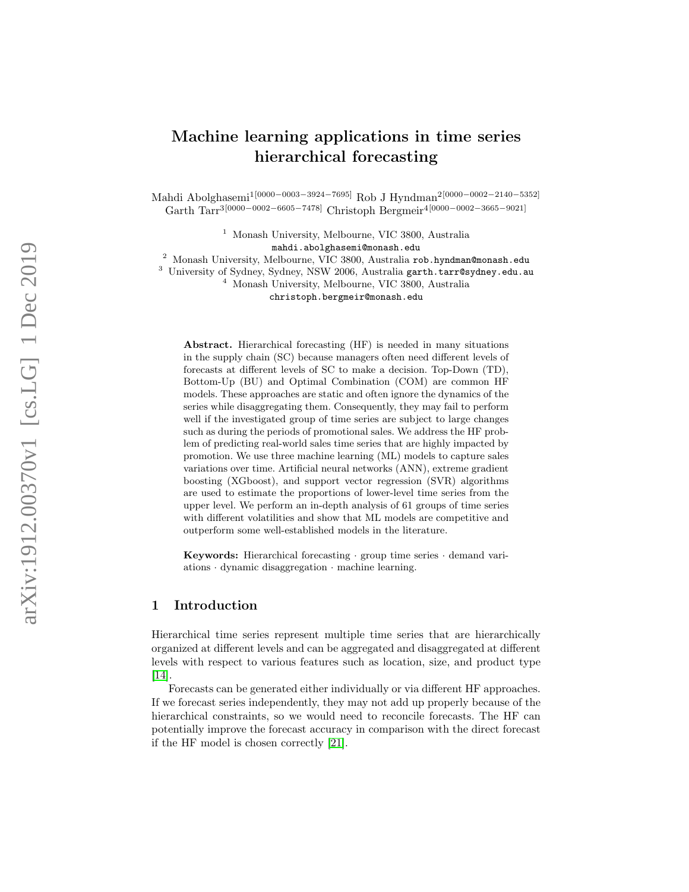# Machine learning applications in time series hierarchical forecasting

Mahdi Abolghasemi[1[0000−0003−3924−7695]] Rob J Hyndman[2[0000−0002−2140−5352]] Garth Tarr[3[0000−0002−6605−7478]] Christoph Bergmeir[4[0000−0002−3665−9021]]

[1] Monash University, Melbourne, VIC 3800, Australia
mahdi.abolghasemi@monash.edu

[2] Monash University, Melbourne, VIC 3800, Australia rob.hyndman@monash.edu

[3] University of Sydney, Sydney, NSW 2006, Australia garth.tarr@sydney.edu.au

[4] Monash University, Melbourne, VIC 3800, Australia
christoph.bergmeir@monash.edu

**Abstract.** Hierarchical forecasting (HF) is needed in many situations in the supply chain (SC) because managers often need different levels of forecasts at different levels of SC to make a decision. Top-Down (TD), Bottom-Up (BU) and Optimal Combination (COM) are common HF models. These approaches are static and often ignore the dynamics of the series while disaggregating them. Consequently, they may fail to perform well if the investigated group of time series are subject to large changes such as during the periods of promotional sales. We address the HF problem of predicting real-world sales time series that are highly impacted by promotion. We use three machine learning (ML) models to capture sales variations over time. Artificial neural networks (ANN), extreme gradient boosting (XGboost), and support vector regression (SVR) algorithms are used to estimate the proportions of lower-level time series from the upper level. We perform an in-depth analysis of 61 groups of time series with different volatilities and show that ML models are competitive and outperform some well-established models in the literature.

**Keywords:** Hierarchical forecasting · group time series · demand variations · dynamic disaggregation · machine learning.

## 1 Introduction

Hierarchical time series represent multiple time series that are hierarchically organized at different levels and can be aggregated and disaggregated at different levels with respect to various features such as location, size, and product type [14].

Forecasts can be generated either individually or via different HF approaches. If we forecast series independently, they may not add up properly because of the hierarchical constraints, so we would need to reconcile forecasts. The HF can potentially improve the forecast accuracy in comparison with the direct forecast if the HF model is chosen correctly [21].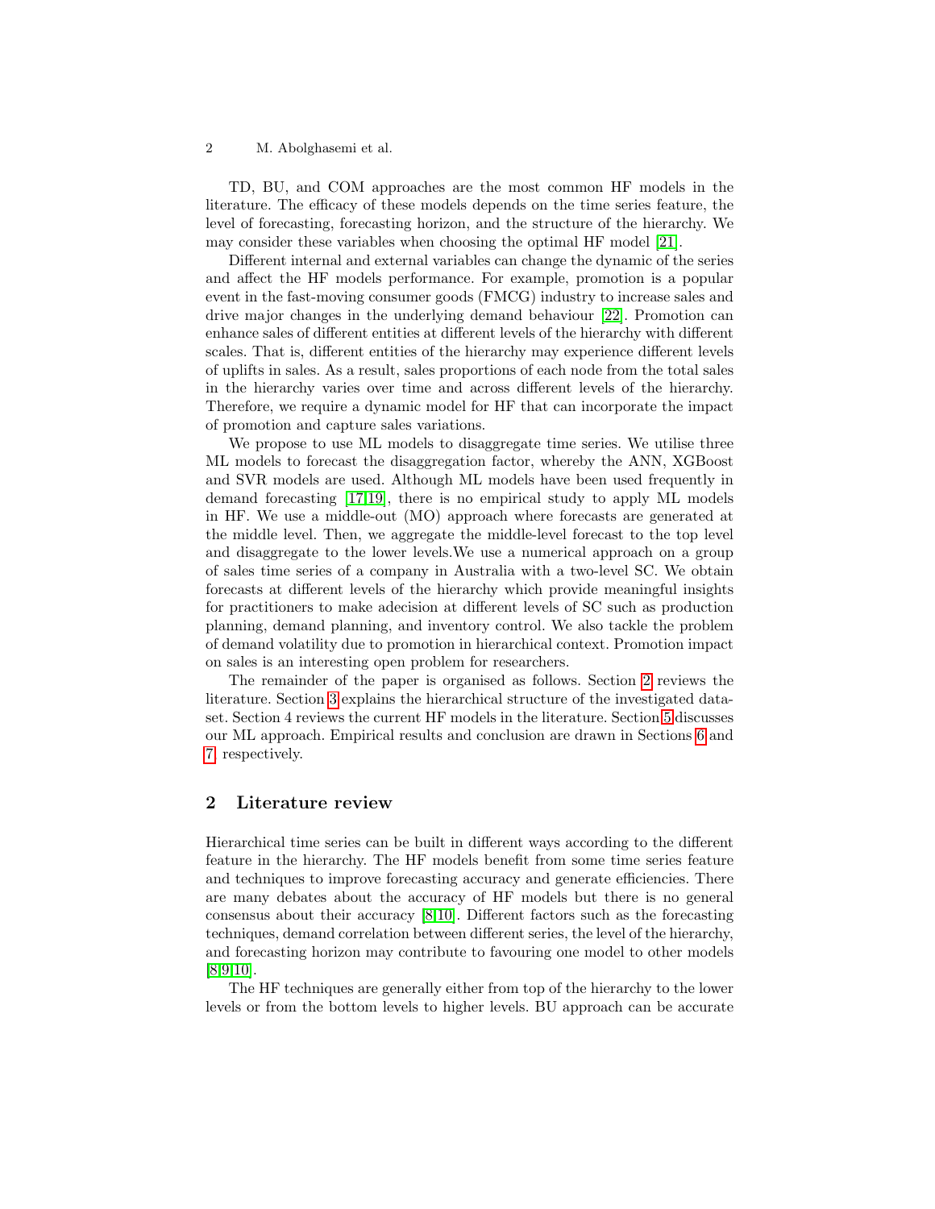TD, BU, and COM approaches are the most common HF models in the literature. The efficacy of these models depends on the time series feature, the level of forecasting, forecasting horizon, and the structure of the hierarchy. We may consider these variables when choosing the optimal HF model [21].

Different internal and external variables can change the dynamic of the series and affect the HF models performance. For example, promotion is a popular event in the fast-moving consumer goods (FMCG) industry to increase sales and drive major changes in the underlying demand behaviour [22]. Promotion can enhance sales of different entities at different levels of the hierarchy with different scales. That is, different entities of the hierarchy may experience different levels of uplifts in sales. As a result, sales proportions of each node from the total sales in the hierarchy varies over time and across different levels of the hierarchy. Therefore, we require a dynamic model for HF that can incorporate the impact of promotion and capture sales variations.

We propose to use ML models to disaggregate time series. We utilise three ML models to forecast the disaggregation factor, whereby the ANN, XGBoost and SVR models are used. Although ML models have been used frequently in demand forecasting [17,19], there is no empirical study to apply ML models in HF. We use a middle-out (MO) approach where forecasts are generated at the middle level. Then, we aggregate the middle-level forecast to the top level and disaggregate to the lower levels.We use a numerical approach on a group of sales time series of a company in Australia with a two-level SC. We obtain forecasts at different levels of the hierarchy which provide meaningful insights for practitioners to make adecision at different levels of SC such as production planning, demand planning, and inventory control. We also tackle the problem of demand volatility due to promotion in hierarchical context. Promotion impact on sales is an interesting open problem for researchers.

The remainder of the paper is organised as follows. Section 2 reviews the literature. Section 3 explains the hierarchical structure of the investigated dataset. Section 4 reviews the current HF models in the literature. Section 5 discusses our ML approach. Empirical results and conclusion are drawn in Sections 6 and 7, respectively.

## 2 Literature review

Hierarchical time series can be built in different ways according to the different feature in the hierarchy. The HF models benefit from some time series feature and techniques to improve forecasting accuracy and generate efficiencies. There are many debates about the accuracy of HF models but there is no general consensus about their accuracy [8,10]. Different factors such as the forecasting techniques, demand correlation between different series, the level of the hierarchy, and forecasting horizon may contribute to favouring one model to other models [8,9,10].

The HF techniques are generally either from top of the hierarchy to the lower levels or from the bottom levels to higher levels. BU approach can be accurate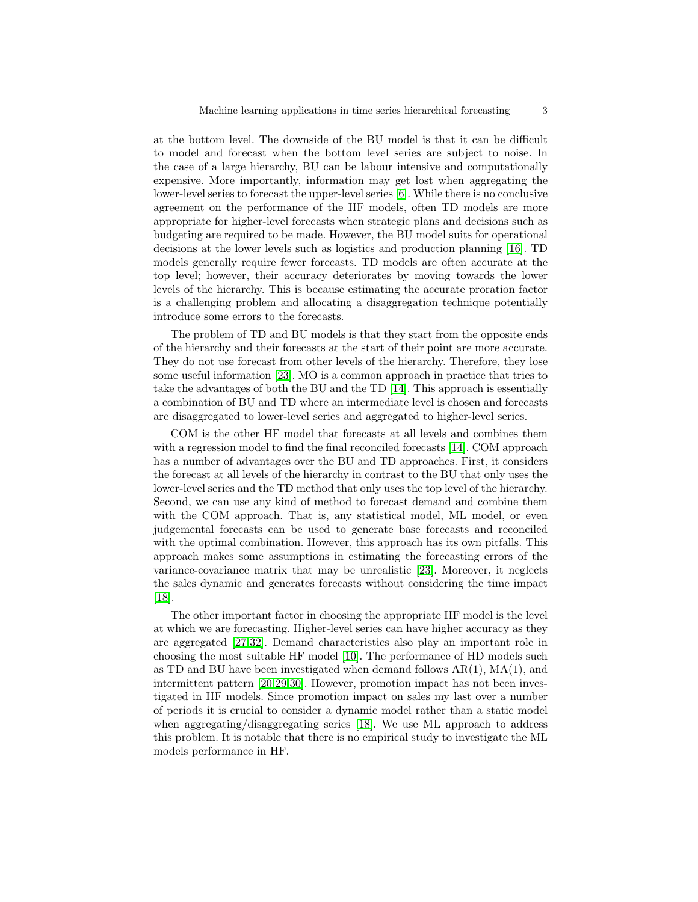at the bottom level. The downside of the BU model is that it can be difficult to model and forecast when the bottom level series are subject to noise. In the case of a large hierarchy, BU can be labour intensive and computationally expensive. More importantly, information may get lost when aggregating the lower-level series to forecast the upper-level series [6]. While there is no conclusive agreement on the performance of the HF models, often TD models are more appropriate for higher-level forecasts when strategic plans and decisions such as budgeting are required to be made. However, the BU model suits for operational decisions at the lower levels such as logistics and production planning [16]. TD models generally require fewer forecasts. TD models are often accurate at the top level; however, their accuracy deteriorates by moving towards the lower levels of the hierarchy. This is because estimating the accurate proration factor is a challenging problem and allocating a disaggregation technique potentially introduce some errors to the forecasts.

The problem of TD and BU models is that they start from the opposite ends of the hierarchy and their forecasts at the start of their point are more accurate. They do not use forecast from other levels of the hierarchy. Therefore, they lose some useful information [23]. MO is a common approach in practice that tries to take the advantages of both the BU and the TD [14]. This approach is essentially a combination of BU and TD where an intermediate level is chosen and forecasts are disaggregated to lower-level series and aggregated to higher-level series.

COM is the other HF model that forecasts at all levels and combines them with a regression model to find the final reconciled forecasts [14]. COM approach has a number of advantages over the BU and TD approaches. First, it considers the forecast at all levels of the hierarchy in contrast to the BU that only uses the lower-level series and the TD method that only uses the top level of the hierarchy. Second, we can use any kind of method to forecast demand and combine them with the COM approach. That is, any statistical model, ML model, or even judgemental forecasts can be used to generate base forecasts and reconciled with the optimal combination. However, this approach has its own pitfalls. This approach makes some assumptions in estimating the forecasting errors of the variance-covariance matrix that may be unrealistic [23]. Moreover, it neglects the sales dynamic and generates forecasts without considering the time impact [18].

The other important factor in choosing the appropriate HF model is the level at which we are forecasting. Higher-level series can have higher accuracy as they are aggregated [27,32]. Demand characteristics also play an important role in choosing the most suitable HF model [10]. The performance of HD models such as TD and BU have been investigated when demand follows AR(1), MA(1), and intermittent pattern [20,29,30]. However, promotion impact has not been investigated in HF models. Since promotion impact on sales my last over a number of periods it is crucial to consider a dynamic model rather than a static model when aggregating/disaggregating series [18]. We use ML approach to address this problem. It is notable that there is no empirical study to investigate the ML models performance in HF.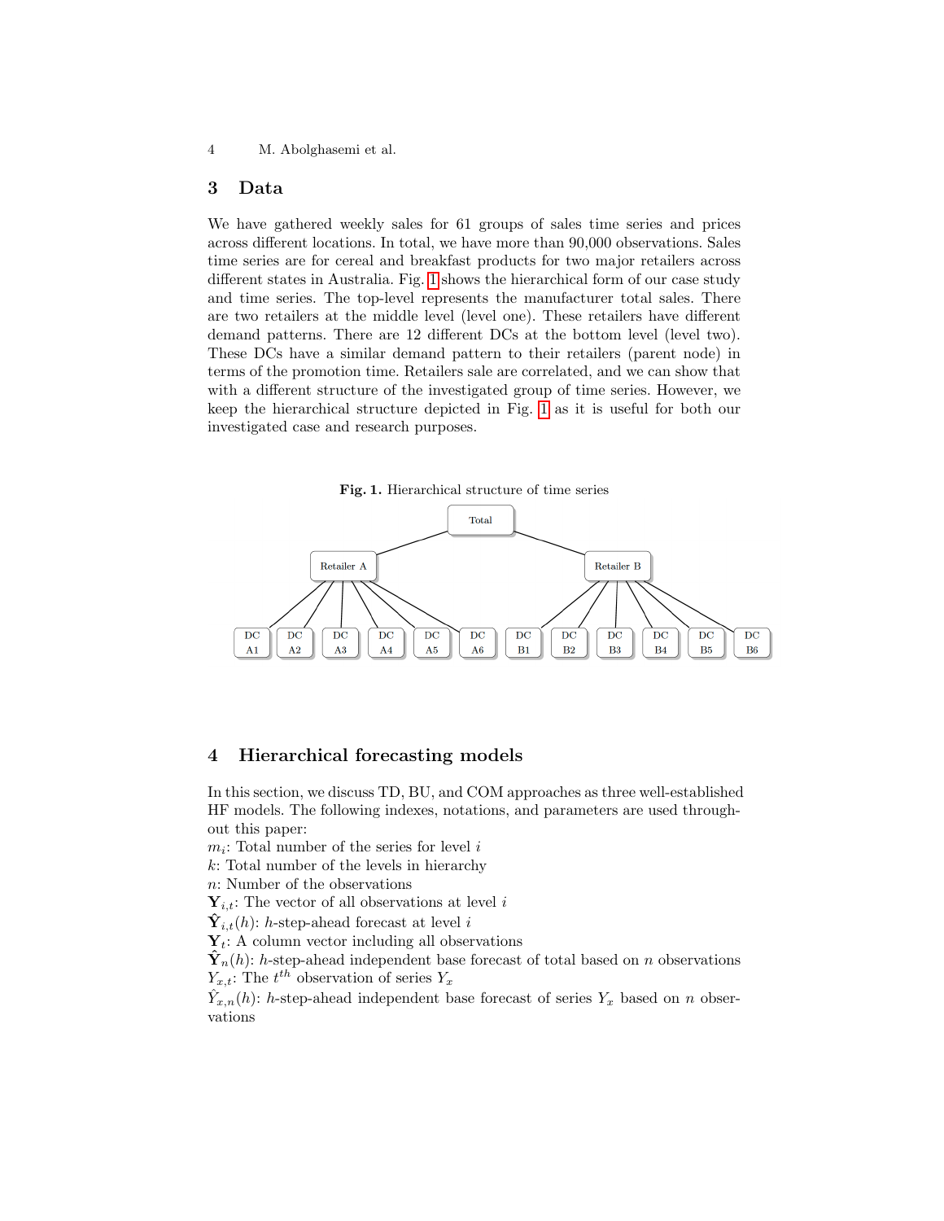## 3 Data

We have gathered weekly sales for 61 groups of sales time series and prices across different locations. In total, we have more than 90,000 observations. Sales time series are for cereal and breakfast products for two major retailers across different states in Australia. Fig. 1 shows the hierarchical form of our case study and time series. The top-level represents the manufacturer total sales. There are two retailers at the middle level (level one). These retailers have different demand patterns. There are 12 different DCs at the bottom level (level two). These DCs have a similar demand pattern to their retailers (parent node) in terms of the promotion time. Retailers sale are correlated, and we can show that with a different structure of the investigated group of time series. However, we keep the hierarchical structure depicted in Fig. 1 as it is useful for both our investigated case and research purposes.

**Fig. 1.** Hierarchical structure of time series

Total

Retailer A — DC A1, DC A2, DC A3, DC A4, DC A5, DC A6

Retailer B — DC B1, DC B2, DC B3, DC B4, DC B5, DC B6

## 4 Hierarchical forecasting models

In this section, we discuss TD, BU, and COM approaches as three well-established HF models. The following indexes, notations, and parameters are used throughout this paper:

$m_i$: Total number of the series for level $i$
$k$: Total number of the levels in hierarchy
$n$: Number of the observations
$\mathbf{Y}_{i,t}$: The vector of all observations at level $i$
$\hat{\mathbf{Y}}_{i,t}(h)$: $h$-step-ahead forecast at level $i$
$\mathbf{Y}_t$: A column vector including all observations
$\hat{\mathbf{Y}}_n(h)$: $h$-step-ahead independent base forecast of total based on $n$ observations
$Y_{x,t}$: The $t^{th}$ observation of series $Y_x$
$\hat{Y}_{x,n}(h)$: $h$-step-ahead independent base forecast of series $Y_x$ based on $n$ observations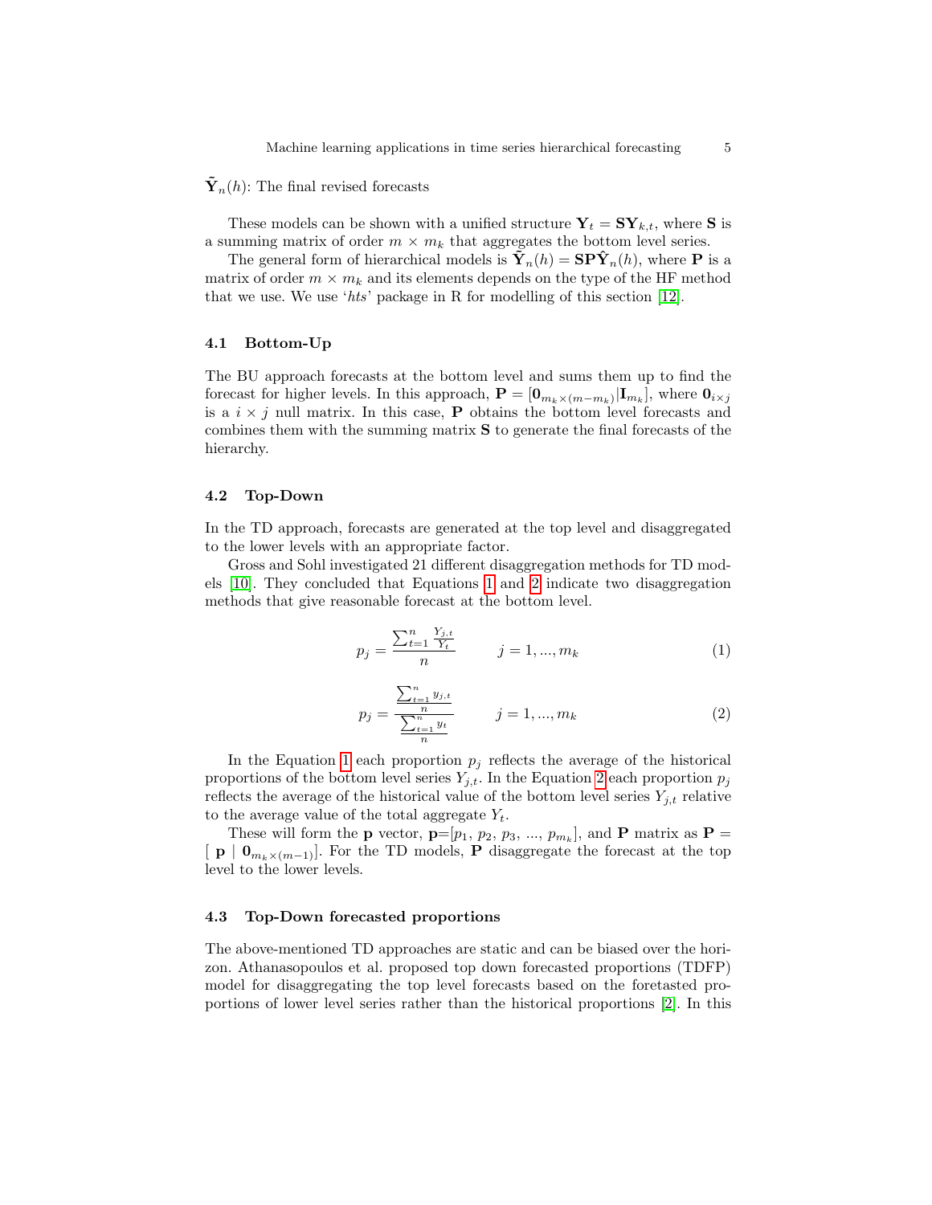$\tilde{\mathbf{Y}}_n(h)$: The final revised forecasts

These models can be shown with a unified structure $\mathbf{Y}_t = \mathbf{S}\mathbf{Y}_{k,t}$, where $\mathbf{S}$ is a summing matrix of order $m \times m_k$ that aggregates the bottom level series.

The general form of hierarchical models is $\tilde{\mathbf{Y}}_n(h) = \mathbf{S}\mathbf{P}\hat{\mathbf{Y}}_n(h)$, where $\mathbf{P}$ is a matrix of order $m \times m_k$ and its elements depends on the type of the HF method that we use. We use '*hts*' package in R for modelling of this section [12].

### 4.1 Bottom-Up

The BU approach forecasts at the bottom level and sums them up to find the forecast for higher levels. In this approach, $\mathbf{P} = [\mathbf{0}_{m_k \times (m-m_k)} | \mathbf{I}_{m_k}]$, where $\mathbf{0}_{i \times j}$ is a $i \times j$ null matrix. In this case, $\mathbf{P}$ obtains the bottom level forecasts and combines them with the summing matrix $\mathbf{S}$ to generate the final forecasts of the hierarchy.

### 4.2 Top-Down

In the TD approach, forecasts are generated at the top level and disaggregated to the lower levels with an appropriate factor.

Gross and Sohl investigated 21 different disaggregation methods for TD models [10]. They concluded that Equations 1 and 2 indicate two disaggregation methods that give reasonable forecast at the bottom level.

$$p_j = \frac{\sum_{t=1}^{n} \frac{Y_{j,t}}{Y_t}}{n} \qquad j = 1, ..., m_k \tag{1}$$

$$p_j = \frac{\frac{\sum_{t=1}^{n} y_{j,t}}{n}}{\frac{\sum_{t=1}^{n} y_t}{n}} \qquad j = 1, ..., m_k \tag{2}$$

In the Equation 1 each proportion $p_j$ reflects the average of the historical proportions of the bottom level series $Y_{j,t}$. In the Equation 2 each proportion $p_j$ reflects the average of the historical value of the bottom level series $Y_{j,t}$ relative to the average value of the total aggregate $Y_t$.

These will form the $\mathbf{p}$ vector, $\mathbf{p}$=[$p_1$, $p_2$, $p_3$, ..., $p_{m_k}$], and $\mathbf{P}$ matrix as $\mathbf{P} = [\ \mathbf{p} \mid \mathbf{0}_{m_k \times (m-1)}]$. For the TD models, $\mathbf{P}$ disaggregate the forecast at the top level to the lower levels.

### 4.3 Top-Down forecasted proportions

The above-mentioned TD approaches are static and can be biased over the horizon. Athanasopoulos et al. proposed top down forecasted proportions (TDFP) model for disaggregating the top level forecasts based on the foretasted proportions of lower level series rather than the historical proportions [2]. In this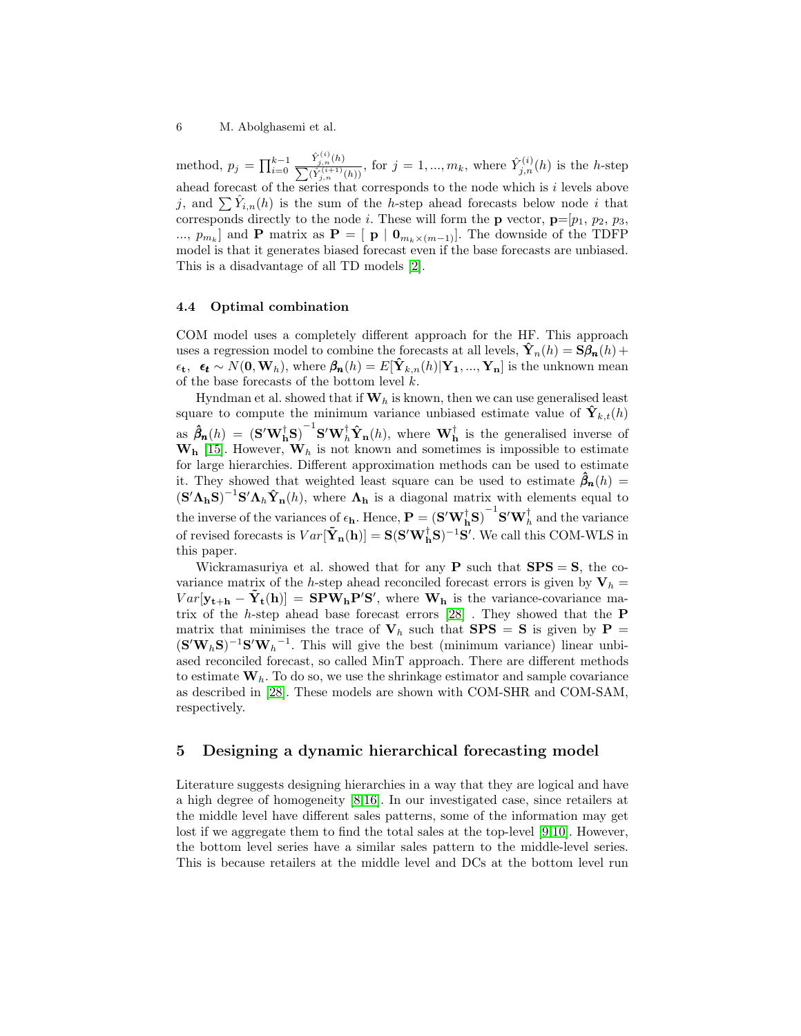method, $p_j = \prod_{i=0}^{k-1} \frac{\hat{Y}_{j,n}^{(i)}(h)}{\sum(\hat{Y}_{j,n}^{(i+1)}(h))}$, for $j = 1, ..., m_k$, where $\hat{Y}_{j,n}^{(i)}(h)$ is the $h$-step ahead forecast of the series that corresponds to the node which is $i$ levels above $j$, and $\sum \hat{Y}_{i,n}(h)$ is the sum of the $h$-step ahead forecasts below node $i$ that corresponds directly to the node $i$. These will form the $\mathbf{p}$ vector, $\mathbf{p}$=[$p_1$, $p_2$, $p_3$, ..., $p_{m_k}$] and $\mathbf{P}$ matrix as $\mathbf{P} = [\ \mathbf{p} \mid \mathbf{0}_{m_k \times (m-1)}]$. The downside of the TDFP model is that it generates biased forecast even if the base forecasts are unbiased. This is a disadvantage of all TD models [2].

### 4.4 Optimal combination

COM model uses a completely different approach for the HF. This approach uses a regression model to combine the forecasts at all levels, $\hat{\mathbf{Y}}_n(h) = \mathbf{S}\boldsymbol{\beta}_{\boldsymbol{n}}(h) + \epsilon_{\mathbf{t}}$, $\boldsymbol{\epsilon_t} \sim N(\mathbf{0}, \mathbf{W}_h)$, where $\boldsymbol{\beta}_{\boldsymbol{n}}(h) = E[\hat{\mathbf{Y}}_{k,n}(h)|\mathbf{Y_1}, ..., \mathbf{Y_n}]$ is the unknown mean of the base forecasts of the bottom level $k$.

Hyndman et al. showed that if $\mathbf{W}_h$ is known, then we can use generalised least square to compute the minimum variance unbiased estimate value of $\hat{\mathbf{Y}}_{k,t}(h)$ as $\hat{\boldsymbol{\beta}}_{\boldsymbol{n}}(h) = \left(\mathbf{S}'\mathbf{W}_{\mathbf{h}}^{\dagger}\mathbf{S}\right)^{-1}\mathbf{S}'\mathbf{W}_h^{\dagger}\hat{\mathbf{Y}}_{\mathbf{n}}(h)$, where $\mathbf{W}_{\mathbf{h}}^{\dagger}$ is the generalised inverse of $\mathbf{W_h}$ [15]. However, $\mathbf{W}_h$ is not known and sometimes is impossible to estimate for large hierarchies. Different approximation methods can be used to estimate it. They showed that weighted least square can be used to estimate $\hat{\boldsymbol{\beta}}_{\boldsymbol{n}}(h) = (\mathbf{S}'\boldsymbol{\Lambda}_{\mathbf{h}}\mathbf{S})^{-1}\mathbf{S}'\boldsymbol{\Lambda}_h\hat{\mathbf{Y}}_{\mathbf{n}}(h)$, where $\boldsymbol{\Lambda}_{\mathbf{h}}$ is a diagonal matrix with elements equal to the inverse of the variances of $\epsilon_{\mathbf{h}}$. Hence, $\mathbf{P} = \left(\mathbf{S}'\mathbf{W}_{\mathbf{h}}^{\dagger}\mathbf{S}\right)^{-1}\mathbf{S}'\mathbf{W}_h^{\dagger}$ and the variance of revised forecasts is $Var[\tilde{\mathbf{Y}}_{\mathbf{n}}(\mathbf{h})] = \mathbf{S}(\mathbf{S}'\mathbf{W}_{\mathbf{h}}^{\dagger}\mathbf{S})^{-1}\mathbf{S}'$. We call this COM-WLS in this paper.

Wickramasuriya et al. showed that for any $\mathbf{P}$ such that $\mathbf{SPS} = \mathbf{S}$, the covariance matrix of the $h$-step ahead reconciled forecast errors is given by $\mathbf{V}_h = Var[\mathbf{y_{t+h}} - \tilde{\mathbf{Y}}_{\mathbf{t}}(\mathbf{h})] = \mathbf{S}\mathbf{P}\mathbf{W_h}\mathbf{P}'\mathbf{S}'$, where $\mathbf{W_h}$ is the variance-covariance matrix of the $h$-step ahead base forecast errors [28] . They showed that the $\mathbf{P}$ matrix that minimises the trace of $\mathbf{V}_h$ such that $\mathbf{SPS} = \mathbf{S}$ is given by $\mathbf{P} = (\mathbf{S}'\mathbf{W}_h\mathbf{S})^{-1}\mathbf{S}'\mathbf{W}_h{}^{-1}$. This will give the best (minimum variance) linear unbiased reconciled forecast, so called MinT approach. There are different methods to estimate $\mathbf{W}_h$. To do so, we use the shrinkage estimator and sample covariance as described in [28]. These models are shown with COM-SHR and COM-SAM, respectively.

## 5 Designing a dynamic hierarchical forecasting model

Literature suggests designing hierarchies in a way that they are logical and have a high degree of homogeneity [8,16]. In our investigated case, since retailers at the middle level have different sales patterns, some of the information may get lost if we aggregate them to find the total sales at the top-level [9,10]. However, the bottom level series have a similar sales pattern to the middle-level series. This is because retailers at the middle level and DCs at the bottom level run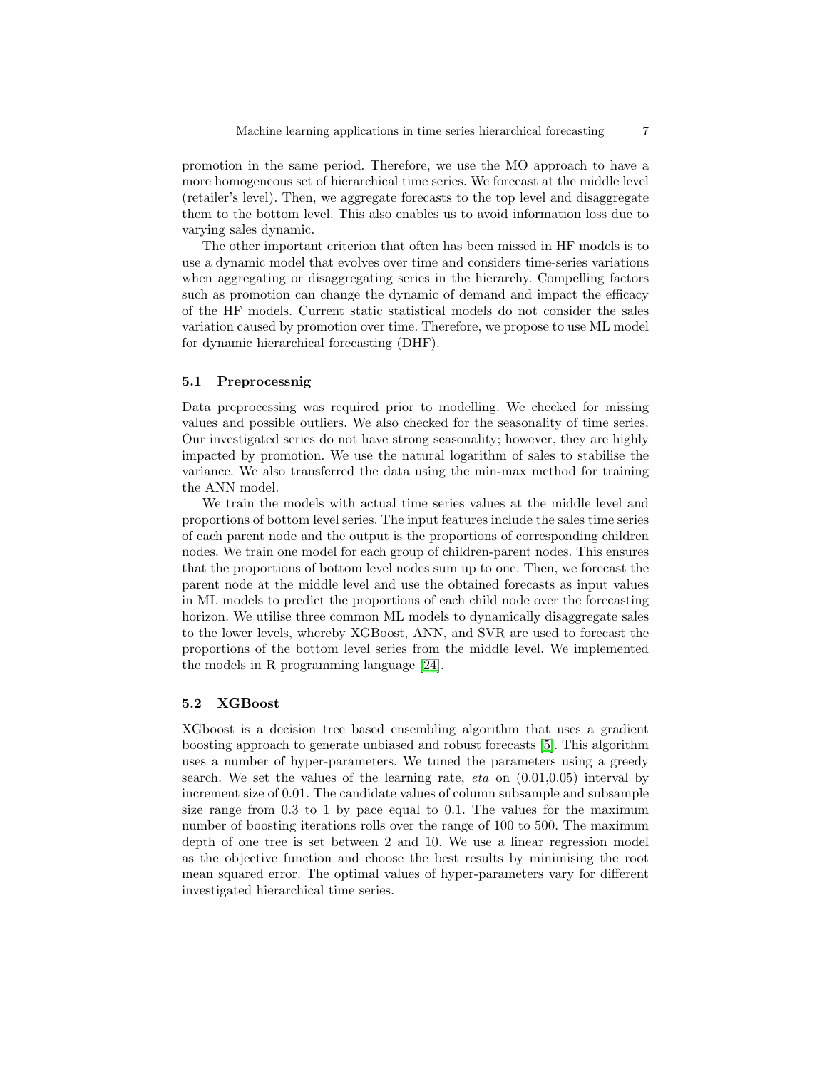promotion in the same period. Therefore, we use the MO approach to have a more homogeneous set of hierarchical time series. We forecast at the middle level (retailer's level). Then, we aggregate forecasts to the top level and disaggregate them to the bottom level. This also enables us to avoid information loss due to varying sales dynamic.

The other important criterion that often has been missed in HF models is to use a dynamic model that evolves over time and considers time-series variations when aggregating or disaggregating series in the hierarchy. Compelling factors such as promotion can change the dynamic of demand and impact the efficacy of the HF models. Current static statistical models do not consider the sales variation caused by promotion over time. Therefore, we propose to use ML model for dynamic hierarchical forecasting (DHF).

### 5.1 Preprocessnig

Data preprocessing was required prior to modelling. We checked for missing values and possible outliers. We also checked for the seasonality of time series. Our investigated series do not have strong seasonality; however, they are highly impacted by promotion. We use the natural logarithm of sales to stabilise the variance. We also transferred the data using the min-max method for training the ANN model.

We train the models with actual time series values at the middle level and proportions of bottom level series. The input features include the sales time series of each parent node and the output is the proportions of corresponding children nodes. We train one model for each group of children-parent nodes. This ensures that the proportions of bottom level nodes sum up to one. Then, we forecast the parent node at the middle level and use the obtained forecasts as input values in ML models to predict the proportions of each child node over the forecasting horizon. We utilise three common ML models to dynamically disaggregate sales to the lower levels, whereby XGBoost, ANN, and SVR are used to forecast the proportions of the bottom level series from the middle level. We implemented the models in R programming language [24].

### 5.2 XGBoost

XGboost is a decision tree based ensembling algorithm that uses a gradient boosting approach to generate unbiased and robust forecasts [5]. This algorithm uses a number of hyper-parameters. We tuned the parameters using a greedy search. We set the values of the learning rate, *eta* on (0.01,0.05) interval by increment size of 0.01. The candidate values of column subsample and subsample size range from 0.3 to 1 by pace equal to 0.1. The values for the maximum number of boosting iterations rolls over the range of 100 to 500. The maximum depth of one tree is set between 2 and 10. We use a linear regression model as the objective function and choose the best results by minimising the root mean squared error. The optimal values of hyper-parameters vary for different investigated hierarchical time series.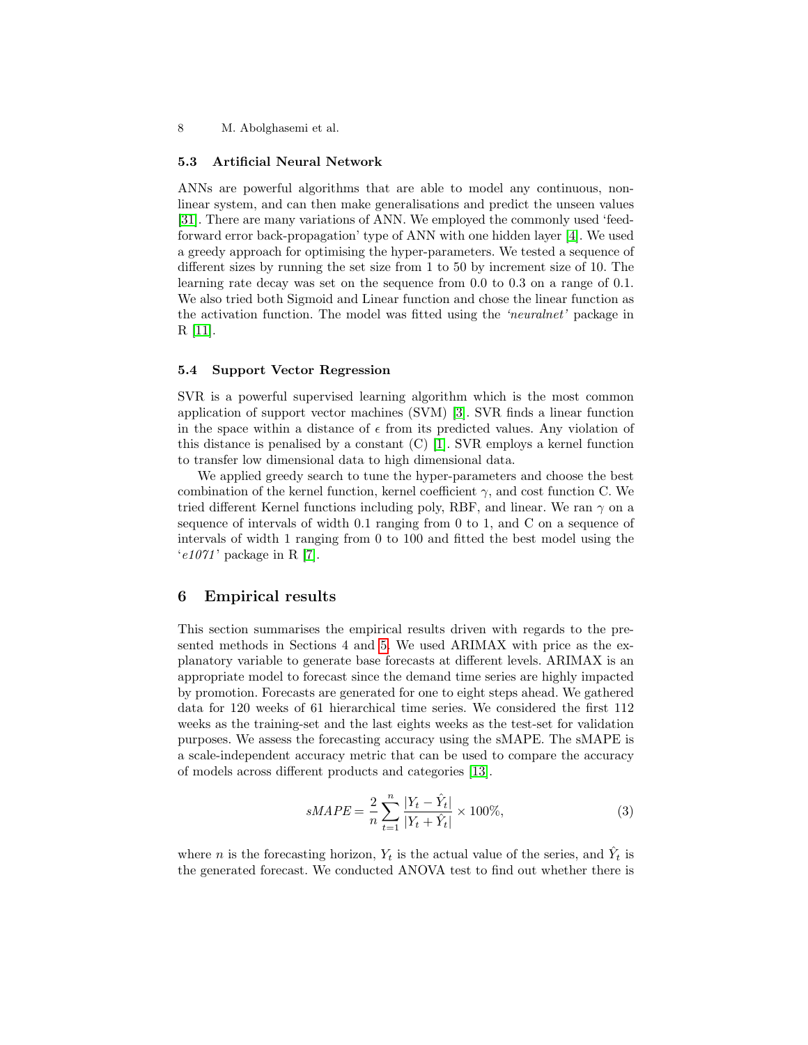### 5.3 Artificial Neural Network

ANNs are powerful algorithms that are able to model any continuous, non-linear system, and can then make generalisations and predict the unseen values [31]. There are many variations of ANN. We employed the commonly used 'feed-forward error back-propagation' type of ANN with one hidden layer [4]. We used a greedy approach for optimising the hyper-parameters. We tested a sequence of different sizes by running the set size from 1 to 50 by increment size of 10. The learning rate decay was set on the sequence from 0.0 to 0.3 on a range of 0.1. We also tried both Sigmoid and Linear function and chose the linear function as the activation function. The model was fitted using the *'neuralnet'* package in R [11].

### 5.4 Support Vector Regression

SVR is a powerful supervised learning algorithm which is the most common application of support vector machines (SVM) [3]. SVR finds a linear function in the space within a distance of $\epsilon$ from its predicted values. Any violation of this distance is penalised by a constant (C) [1]. SVR employs a kernel function to transfer low dimensional data to high dimensional data.

We applied greedy search to tune the hyper-parameters and choose the best combination of the kernel function, kernel coefficient $\gamma$, and cost function C. We tried different Kernel functions including poly, RBF, and linear. We ran $\gamma$ on a sequence of intervals of width 0.1 ranging from 0 to 1, and C on a sequence of intervals of width 1 ranging from 0 to 100 and fitted the best model using the '*e1071*' package in R [7].

## 6 Empirical results

This section summarises the empirical results driven with regards to the presented methods in Sections 4 and 5. We used ARIMAX with price as the explanatory variable to generate base forecasts at different levels. ARIMAX is an appropriate model to forecast since the demand time series are highly impacted by promotion. Forecasts are generated for one to eight steps ahead. We gathered data for 120 weeks of 61 hierarchical time series. We considered the first 112 weeks as the training-set and the last eights weeks as the test-set for validation purposes. We assess the forecasting accuracy using the sMAPE. The sMAPE is a scale-independent accuracy metric that can be used to compare the accuracy of models across different products and categories [13].

$$sMAPE = \frac{2}{n} \sum_{t=1}^{n} \frac{|Y_t - \hat{Y}_t|}{|Y_t + \hat{Y}_t|} \times 100\%, \tag{3}$$

where $n$ is the forecasting horizon, $Y_t$ is the actual value of the series, and $\hat{Y}_t$ is the generated forecast. We conducted ANOVA test to find out whether there is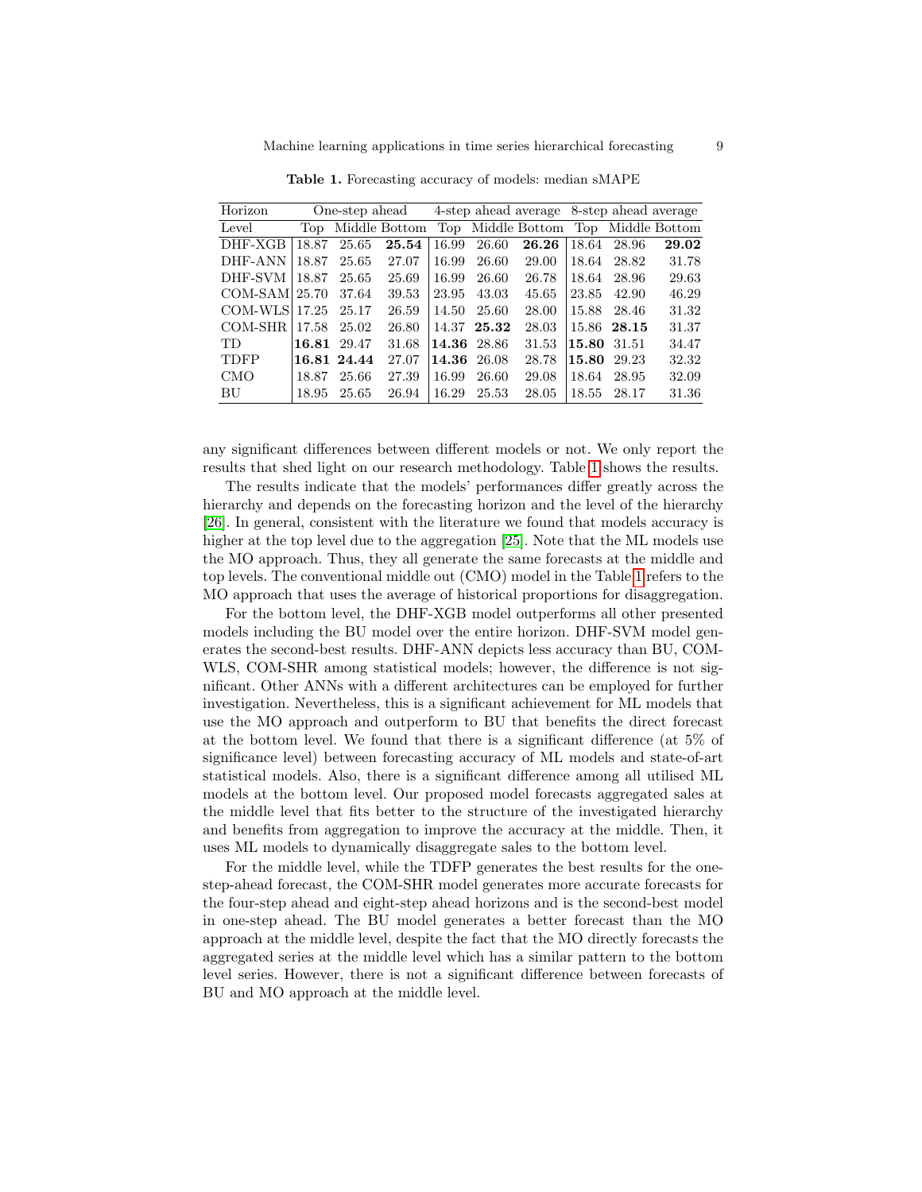**Table 1.** Forecasting accuracy of models: median sMAPE

| Horizon | One-step ahead | | | 4-step ahead average | | | 8-step ahead average | | |
|---|---|---|---|---|---|---|---|---|---|
| Level | Top | Middle | Bottom | Top | Middle | Bottom | Top | Middle | Bottom |
| DHF-XGB | 18.87 | 25.65 | **25.54** | 16.99 | 26.60 | **26.26** | 18.64 | 28.96 | **29.02** |
| DHF-ANN | 18.87 | 25.65 | 27.07 | 16.99 | 26.60 | 29.00 | 18.64 | 28.82 | 31.78 |
| DHF-SVM | 18.87 | 25.65 | 25.69 | 16.99 | 26.60 | 26.78 | 18.64 | 28.96 | 29.63 |
| COM-SAM | 25.70 | 37.64 | 39.53 | 23.95 | 43.03 | 45.65 | 23.85 | 42.90 | 46.29 |
| COM-WLS | 17.25 | 25.17 | 26.59 | 14.50 | 25.60 | 28.00 | 15.88 | 28.46 | 31.32 |
| COM-SHR | 17.58 | 25.02 | 26.80 | 14.37 | **25.32** | 28.03 | 15.86 | **28.15** | 31.37 |
| TD | **16.81** | 29.47 | 31.68 | **14.36** | 28.86 | 31.53 | **15.80** | 31.51 | 34.47 |
| TDFP | **16.81** | **24.44** | 27.07 | **14.36** | 26.08 | 28.78 | **15.80** | 29.23 | 32.32 |
| CMO | 18.87 | 25.66 | 27.39 | 16.99 | 26.60 | 29.08 | 18.64 | 28.95 | 32.09 |
| BU | 18.95 | 25.65 | 26.94 | 16.29 | 25.53 | 28.05 | 18.55 | 28.17 | 31.36 |

any significant differences between different models or not. We only report the results that shed light on our research methodology. Table 1 shows the results.

The results indicate that the models' performances differ greatly across the hierarchy and depends on the forecasting horizon and the level of the hierarchy [26]. In general, consistent with the literature we found that models accuracy is higher at the top level due to the aggregation [25]. Note that the ML models use the MO approach. Thus, they all generate the same forecasts at the middle and top levels. The conventional middle out (CMO) model in the Table 1 refers to the MO approach that uses the average of historical proportions for disaggregation.

For the bottom level, the DHF-XGB model outperforms all other presented models including the BU model over the entire horizon. DHF-SVM model generates the second-best results. DHF-ANN depicts less accuracy than BU, COM-WLS, COM-SHR among statistical models; however, the difference is not significant. Other ANNs with a different architectures can be employed for further investigation. Nevertheless, this is a significant achievement for ML models that use the MO approach and outperform to BU that benefits the direct forecast at the bottom level. We found that there is a significant difference (at 5% of significance level) between forecasting accuracy of ML models and state-of-art statistical models. Also, there is a significant difference among all utilised ML models at the bottom level. Our proposed model forecasts aggregated sales at the middle level that fits better to the structure of the investigated hierarchy and benefits from aggregation to improve the accuracy at the middle. Then, it uses ML models to dynamically disaggregate sales to the bottom level.

For the middle level, while the TDFP generates the best results for the one-step-ahead forecast, the COM-SHR model generates more accurate forecasts for the four-step ahead and eight-step ahead horizons and is the second-best model in one-step ahead. The BU model generates a better forecast than the MO approach at the middle level, despite the fact that the MO directly forecasts the aggregated series at the middle level which has a similar pattern to the bottom level series. However, there is not a significant difference between forecasts of BU and MO approach at the middle level.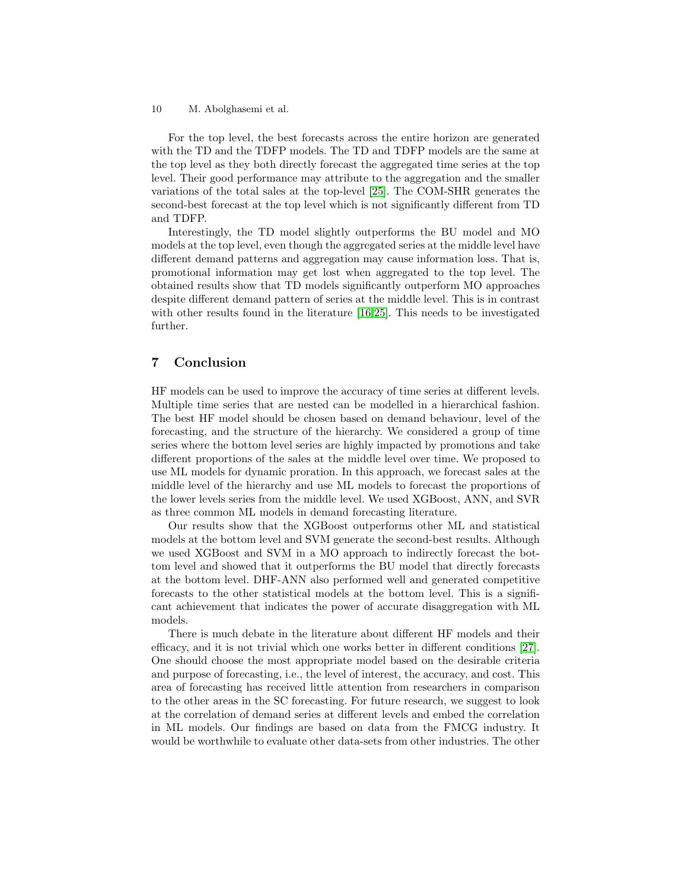For the top level, the best forecasts across the entire horizon are generated with the TD and the TDFP models. The TD and TDFP models are the same at the top level as they both directly forecast the aggregated time series at the top level. Their good performance may attribute to the aggregation and the smaller variations of the total sales at the top-level [25]. The COM-SHR generates the second-best forecast at the top level which is not significantly different from TD and TDFP.

Interestingly, the TD model slightly outperforms the BU model and MO models at the top level, even though the aggregated series at the middle level have different demand patterns and aggregation may cause information loss. That is, promotional information may get lost when aggregated to the top level. The obtained results show that TD models significantly outperform MO approaches despite different demand pattern of series at the middle level. This is in contrast with other results found in the literature [16,25]. This needs to be investigated further.

## 7 Conclusion

HF models can be used to improve the accuracy of time series at different levels. Multiple time series that are nested can be modelled in a hierarchical fashion. The best HF model should be chosen based on demand behaviour, level of the forecasting, and the structure of the hierarchy. We considered a group of time series where the bottom level series are highly impacted by promotions and take different proportions of the sales at the middle level over time. We proposed to use ML models for dynamic proration. In this approach, we forecast sales at the middle level of the hierarchy and use ML models to forecast the proportions of the lower levels series from the middle level. We used XGBoost, ANN, and SVR as three common ML models in demand forecasting literature.

Our results show that the XGBoost outperforms other ML and statistical models at the bottom level and SVM generate the second-best results. Although we used XGBoost and SVM in a MO approach to indirectly forecast the bottom level and showed that it outperforms the BU model that directly forecasts at the bottom level. DHF-ANN also performed well and generated competitive forecasts to the other statistical models at the bottom level. This is a significant achievement that indicates the power of accurate disaggregation with ML models.

There is much debate in the literature about different HF models and their efficacy, and it is not trivial which one works better in different conditions [27]. One should choose the most appropriate model based on the desirable criteria and purpose of forecasting, i.e., the level of interest, the accuracy, and cost. This area of forecasting has received little attention from researchers in comparison to the other areas in the SC forecasting. For future research, we suggest to look at the correlation of demand series at different levels and embed the correlation in ML models. Our findings are based on data from the FMCG industry. It would be worthwhile to evaluate other data-sets from other industries. The other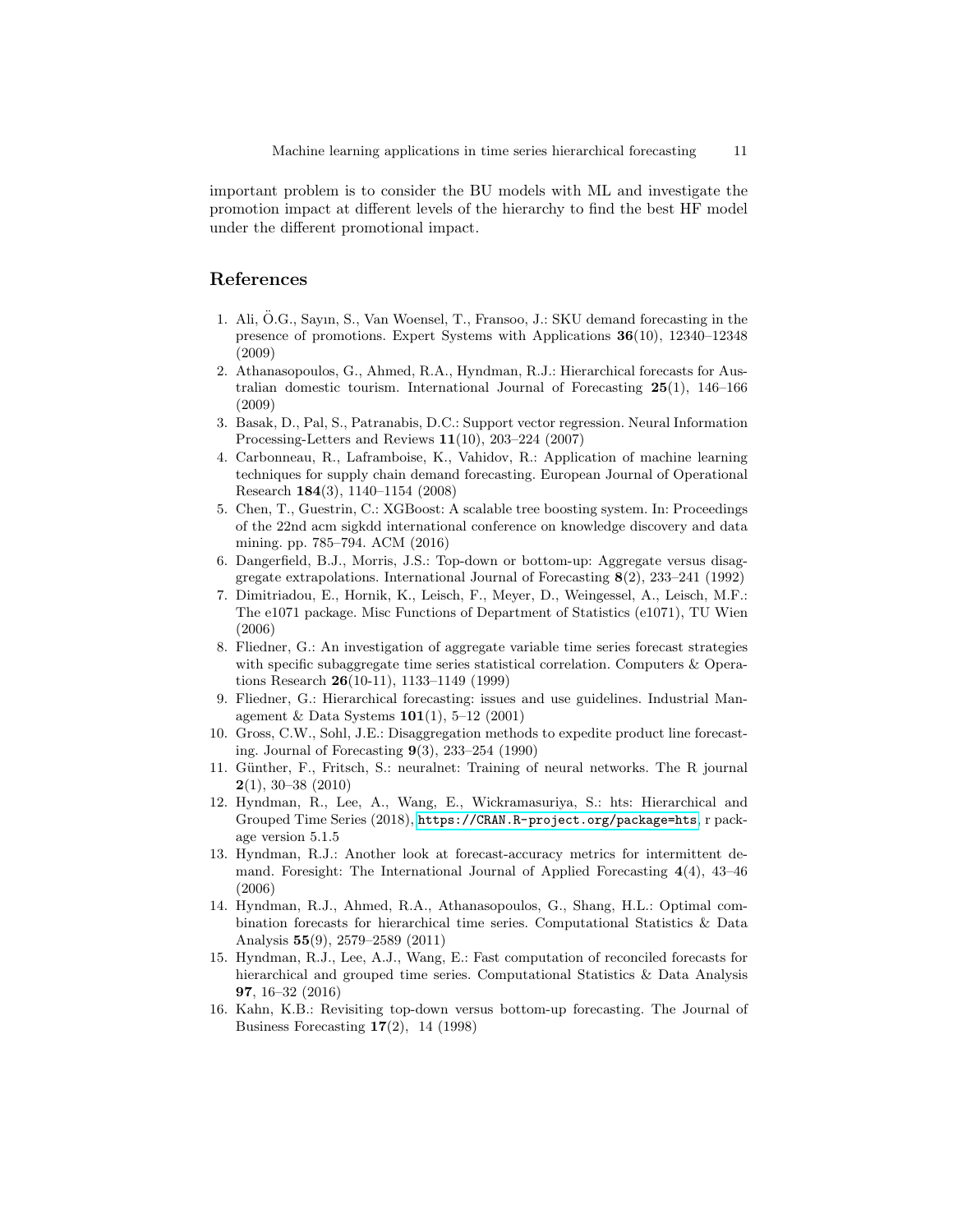important problem is to consider the BU models with ML and investigate the promotion impact at different levels of the hierarchy to find the best HF model under the different promotional impact.

## References

1. Ali, Ö.G., Sayın, S., Van Woensel, T., Fransoo, J.: SKU demand forecasting in the presence of promotions. Expert Systems with Applications **36**(10), 12340–12348 (2009)
2. Athanasopoulos, G., Ahmed, R.A., Hyndman, R.J.: Hierarchical forecasts for Australian domestic tourism. International Journal of Forecasting **25**(1), 146–166 (2009)
3. Basak, D., Pal, S., Patranabis, D.C.: Support vector regression. Neural Information Processing-Letters and Reviews **11**(10), 203–224 (2007)
4. Carbonneau, R., Laframboise, K., Vahidov, R.: Application of machine learning techniques for supply chain demand forecasting. European Journal of Operational Research **184**(3), 1140–1154 (2008)
5. Chen, T., Guestrin, C.: XGBoost: A scalable tree boosting system. In: Proceedings of the 22nd acm sigkdd international conference on knowledge discovery and data mining. pp. 785–794. ACM (2016)
6. Dangerfield, B.J., Morris, J.S.: Top-down or bottom-up: Aggregate versus disaggregate extrapolations. International Journal of Forecasting **8**(2), 233–241 (1992)
7. Dimitriadou, E., Hornik, K., Leisch, F., Meyer, D., Weingessel, A., Leisch, M.F.: The e1071 package. Misc Functions of Department of Statistics (e1071), TU Wien (2006)
8. Fliedner, G.: An investigation of aggregate variable time series forecast strategies with specific subaggregate time series statistical correlation. Computers & Operations Research **26**(10-11), 1133–1149 (1999)
9. Fliedner, G.: Hierarchical forecasting: issues and use guidelines. Industrial Management & Data Systems **101**(1), 5–12 (2001)
10. Gross, C.W., Sohl, J.E.: Disaggregation methods to expedite product line forecasting. Journal of Forecasting **9**(3), 233–254 (1990)
11. Günther, F., Fritsch, S.: neuralnet: Training of neural networks. The R journal **2**(1), 30–38 (2010)
12. Hyndman, R., Lee, A., Wang, E., Wickramasuriya, S.: hts: Hierarchical and Grouped Time Series (2018), https://CRAN.R-project.org/package=hts, r package version 5.1.5
13. Hyndman, R.J.: Another look at forecast-accuracy metrics for intermittent demand. Foresight: The International Journal of Applied Forecasting **4**(4), 43–46 (2006)
14. Hyndman, R.J., Ahmed, R.A., Athanasopoulos, G., Shang, H.L.: Optimal combination forecasts for hierarchical time series. Computational Statistics & Data Analysis **55**(9), 2579–2589 (2011)
15. Hyndman, R.J., Lee, A.J., Wang, E.: Fast computation of reconciled forecasts for hierarchical and grouped time series. Computational Statistics & Data Analysis **97**, 16–32 (2016)
16. Kahn, K.B.: Revisiting top-down versus bottom-up forecasting. The Journal of Business Forecasting **17**(2), 14 (1998)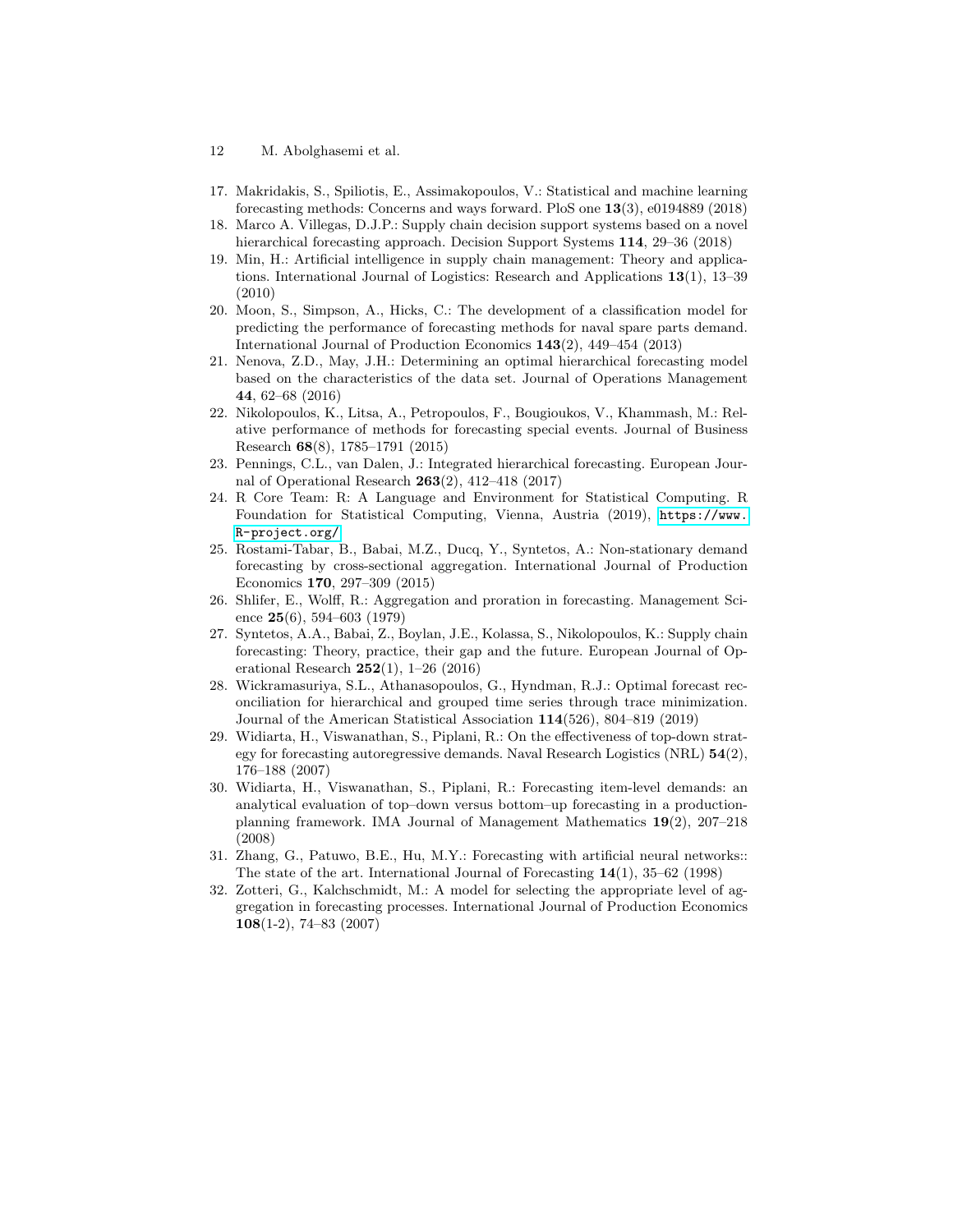17. Makridakis, S., Spiliotis, E., Assimakopoulos, V.: Statistical and machine learning forecasting methods: Concerns and ways forward. PloS one **13**(3), e0194889 (2018)
18. Marco A. Villegas, D.J.P.: Supply chain decision support systems based on a novel hierarchical forecasting approach. Decision Support Systems **114**, 29–36 (2018)
19. Min, H.: Artificial intelligence in supply chain management: Theory and applications. International Journal of Logistics: Research and Applications **13**(1), 13–39 (2010)
20. Moon, S., Simpson, A., Hicks, C.: The development of a classification model for predicting the performance of forecasting methods for naval spare parts demand. International Journal of Production Economics **143**(2), 449–454 (2013)
21. Nenova, Z.D., May, J.H.: Determining an optimal hierarchical forecasting model based on the characteristics of the data set. Journal of Operations Management **44**, 62–68 (2016)
22. Nikolopoulos, K., Litsa, A., Petropoulos, F., Bougioukos, V., Khammash, M.: Relative performance of methods for forecasting special events. Journal of Business Research **68**(8), 1785–1791 (2015)
23. Pennings, C.L., van Dalen, J.: Integrated hierarchical forecasting. European Journal of Operational Research **263**(2), 412–418 (2017)
24. R Core Team: R: A Language and Environment for Statistical Computing. R Foundation for Statistical Computing, Vienna, Austria (2019), https://www.R-project.org/
25. Rostami-Tabar, B., Babai, M.Z., Ducq, Y., Syntetos, A.: Non-stationary demand forecasting by cross-sectional aggregation. International Journal of Production Economics **170**, 297–309 (2015)
26. Shlifer, E., Wolff, R.: Aggregation and proration in forecasting. Management Science **25**(6), 594–603 (1979)
27. Syntetos, A.A., Babai, Z., Boylan, J.E., Kolassa, S., Nikolopoulos, K.: Supply chain forecasting: Theory, practice, their gap and the future. European Journal of Operational Research **252**(1), 1–26 (2016)
28. Wickramasuriya, S.L., Athanasopoulos, G., Hyndman, R.J.: Optimal forecast reconciliation for hierarchical and grouped time series through trace minimization. Journal of the American Statistical Association **114**(526), 804–819 (2019)
29. Widiarta, H., Viswanathan, S., Piplani, R.: On the effectiveness of top-down strategy for forecasting autoregressive demands. Naval Research Logistics (NRL) **54**(2), 176–188 (2007)
30. Widiarta, H., Viswanathan, S., Piplani, R.: Forecasting item-level demands: an analytical evaluation of top–down versus bottom–up forecasting in a production-planning framework. IMA Journal of Management Mathematics **19**(2), 207–218 (2008)
31. Zhang, G., Patuwo, B.E., Hu, M.Y.: Forecasting with artificial neural networks:: The state of the art. International Journal of Forecasting **14**(1), 35–62 (1998)
32. Zotteri, G., Kalchschmidt, M.: A model for selecting the appropriate level of aggregation in forecasting processes. International Journal of Production Economics **108**(1-2), 74–83 (2007)